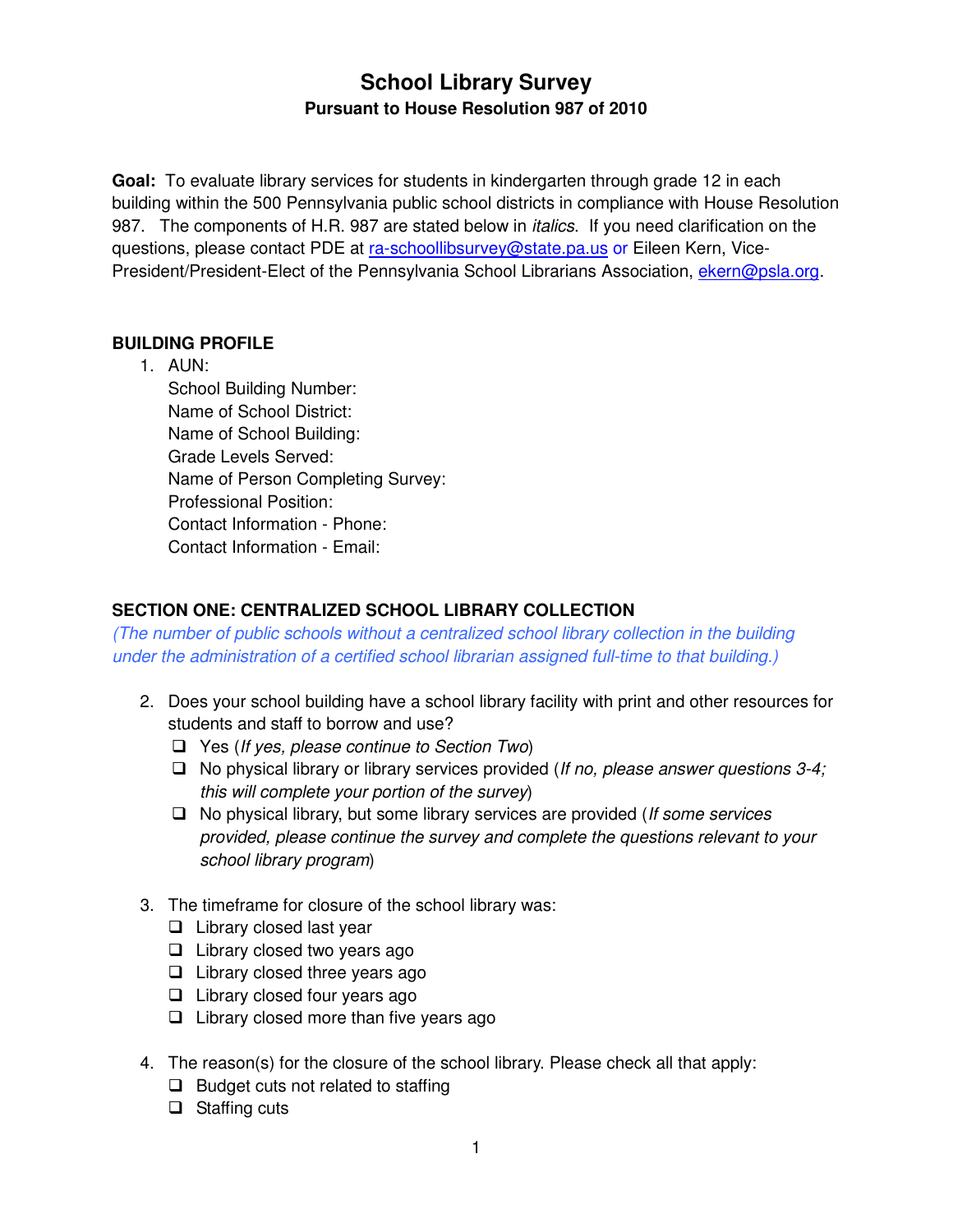# School Library Survey

## Pursuant to House Resolution 987 of 2010

**Goal:** To evaluate library services for students in kindergarten through grade 12 in each building within the 500 Pennsylvania public school districts in compliance with House Resolution 987. The components of H.R. 987 are stated below in *italics*. If you need clarification on the questions, please contact PDE at ra-schoollibsurvey@state.pa.us or Eileen Kern, Vice-President/President-Elect of the Pennsylvania School Librarians Association, ekern@psla.org.

### BUILDING PROFILE

1. AUN:
   School Building Number:
   Name of School District:
   Name of School Building:
   Grade Levels Served:
   Name of Person Completing Survey:
   Professional Position:
   Contact Information - Phone:
   Contact Information - Email:

### SECTION ONE: CENTRALIZED SCHOOL LIBRARY COLLECTION

*(The number of public schools without a centralized school library collection in the building under the administration of a certified school librarian assigned full-time to that building.)*

2. Does your school building have a school library facility with print and other resources for students and staff to borrow and use?
   - ❑ Yes (*If yes, please continue to Section Two*)
   - ❑ No physical library or library services provided (*If no, please answer questions 3-4; this will complete your portion of the survey*)
   - ❑ No physical library, but some library services are provided (*If some services provided, please continue the survey and complete the questions relevant to your school library program*)

3. The timeframe for closure of the school library was:
   - ❑ Library closed last year
   - ❑ Library closed two years ago
   - ❑ Library closed three years ago
   - ❑ Library closed four years ago
   - ❑ Library closed more than five years ago

4. The reason(s) for the closure of the school library. Please check all that apply:
   - ❑ Budget cuts not related to staffing
   - ❑ Staffing cuts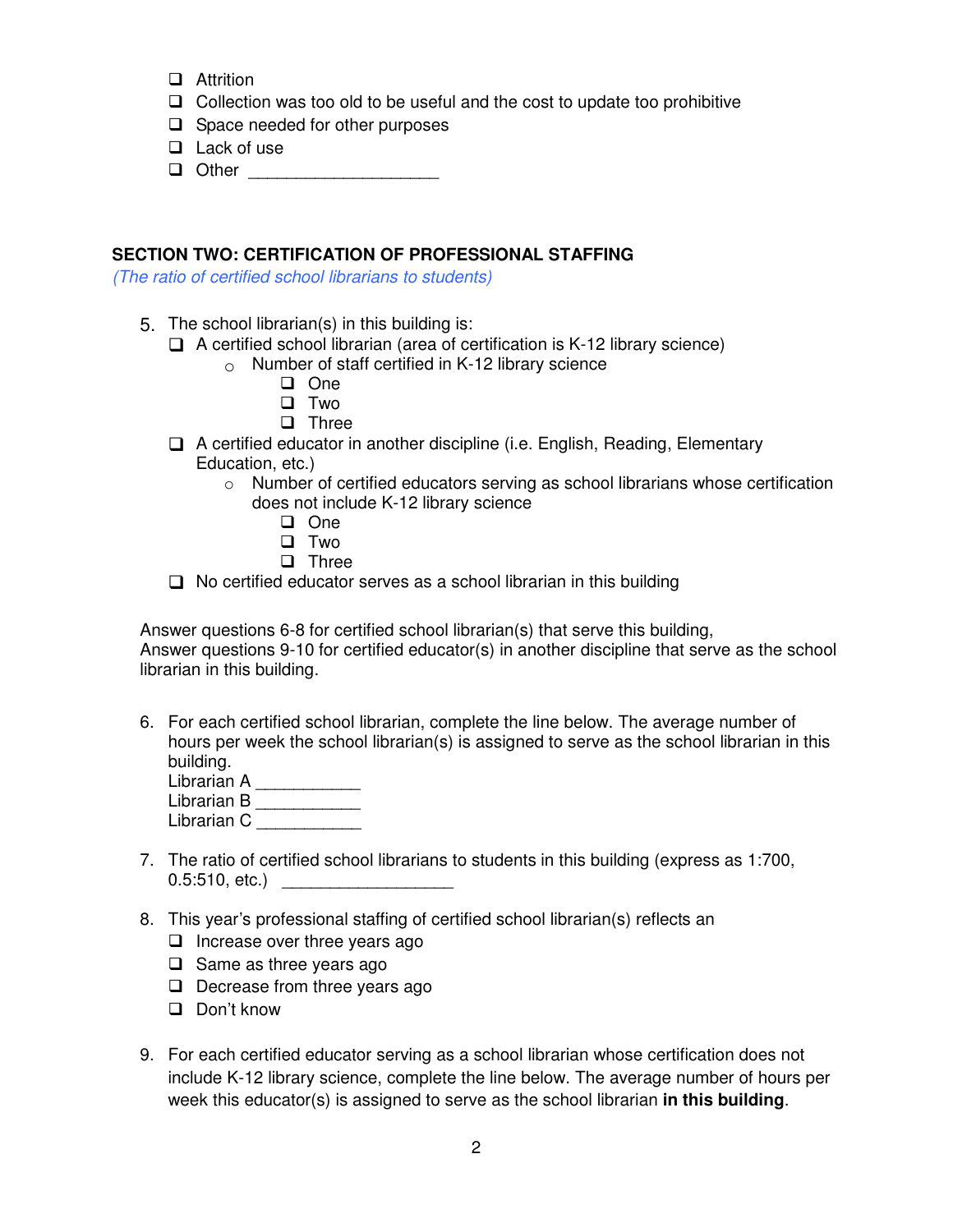- [ ] Attrition
- [ ] Collection was too old to be useful and the cost to update too prohibitive
- [ ] Space needed for other purposes
- [ ] Lack of use
- [ ] Other ____________________

## SECTION TWO: CERTIFICATION OF PROFESSIONAL STAFFING

*(The ratio of certified school librarians to students)*

5. The school librarian(s) in this building is:
   - [ ] A certified school librarian (area of certification is K-12 library science)
     - Number of staff certified in K-12 library science
       - [ ] One
       - [ ] Two
       - [ ] Three
   - [ ] A certified educator in another discipline (i.e. English, Reading, Elementary Education, etc.)
     - Number of certified educators serving as school librarians whose certification does not include K-12 library science
       - [ ] One
       - [ ] Two
       - [ ] Three
   - [ ] No certified educator serves as a school librarian in this building

Answer questions 6-8 for certified school librarian(s) that serve this building,
Answer questions 9-10 for certified educator(s) in another discipline that serve as the school librarian in this building.

6. For each certified school librarian, complete the line below. The average number of hours per week the school librarian(s) is assigned to serve as the school librarian in this building.
   Librarian A ___________
   Librarian B ___________
   Librarian C ___________

7. The ratio of certified school librarians to students in this building (express as 1:700, 0.5:510, etc.) __________________

8. This year's professional staffing of certified school librarian(s) reflects an
   - [ ] Increase over three years ago
   - [ ] Same as three years ago
   - [ ] Decrease from three years ago
   - [ ] Don't know

9. For each certified educator serving as a school librarian whose certification does not include K-12 library science, complete the line below. The average number of hours per week this educator(s) is assigned to serve as the school librarian **in this building**.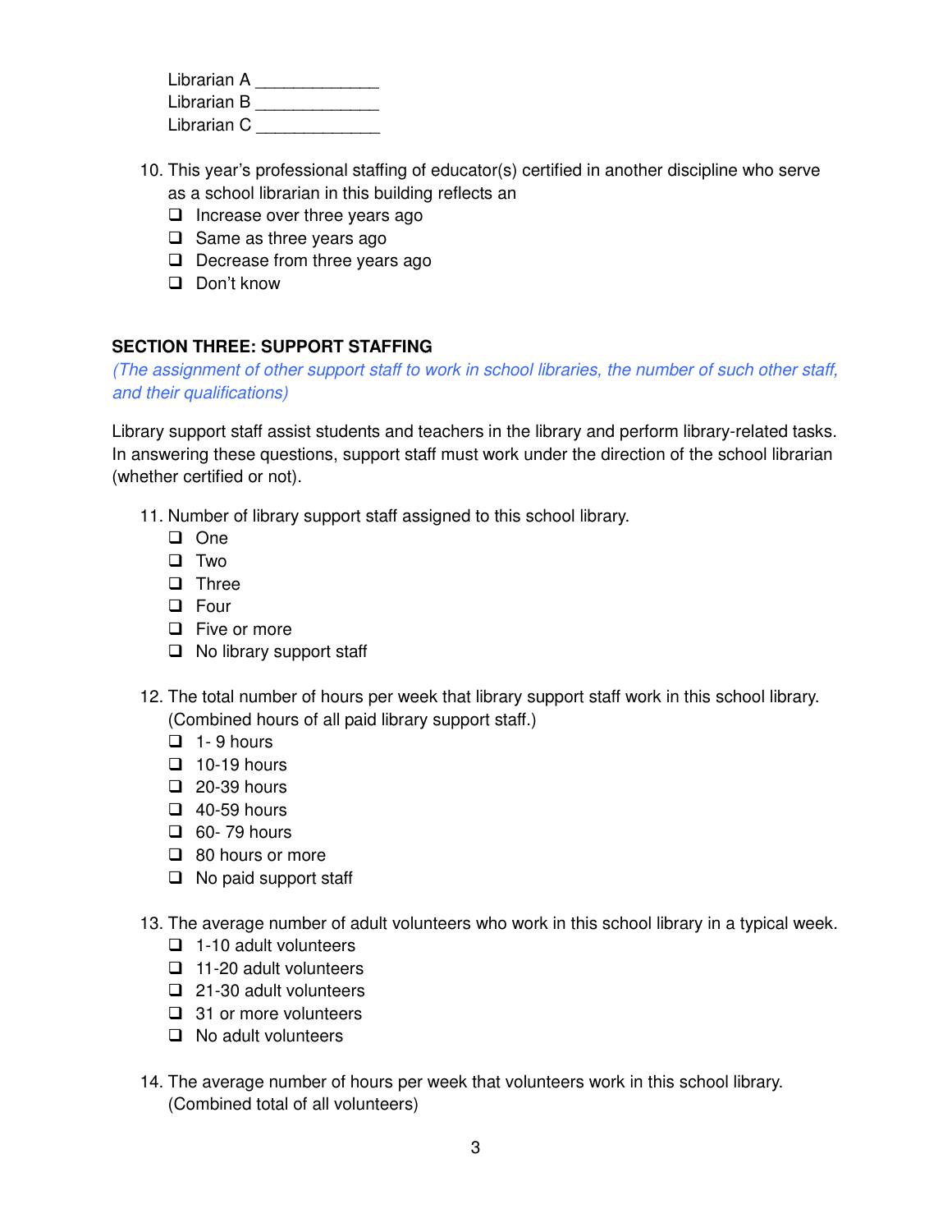Librarian A _____________
Librarian B _____________
Librarian C _____________

10. This year's professional staffing of educator(s) certified in another discipline who serve as a school librarian in this building reflects an
    - ❑ Increase over three years ago
    - ❑ Same as three years ago
    - ❑ Decrease from three years ago
    - ❑ Don't know

**SECTION THREE: SUPPORT STAFFING**

*(The assignment of other support staff to work in school libraries, the number of such other staff, and their qualifications)*

Library support staff assist students and teachers in the library and perform library-related tasks. In answering these questions, support staff must work under the direction of the school librarian (whether certified or not).

11. Number of library support staff assigned to this school library.
    - ❑ One
    - ❑ Two
    - ❑ Three
    - ❑ Four
    - ❑ Five or more
    - ❑ No library support staff

12. The total number of hours per week that library support staff work in this school library. (Combined hours of all paid library support staff.)
    - ❑ 1- 9 hours
    - ❑ 10-19 hours
    - ❑ 20-39 hours
    - ❑ 40-59 hours
    - ❑ 60- 79 hours
    - ❑ 80 hours or more
    - ❑ No paid support staff

13. The average number of adult volunteers who work in this school library in a typical week.
    - ❑ 1-10 adult volunteers
    - ❑ 11-20 adult volunteers
    - ❑ 21-30 adult volunteers
    - ❑ 31 or more volunteers
    - ❑ No adult volunteers

14. The average number of hours per week that volunteers work in this school library. (Combined total of all volunteers)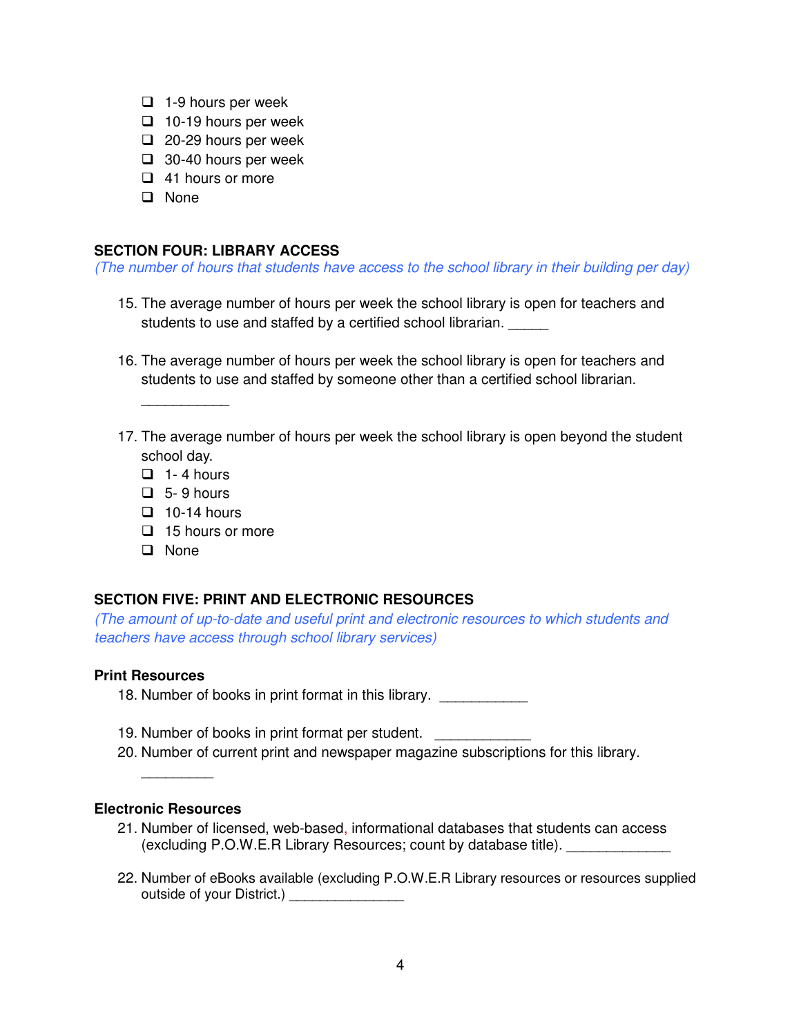- ❑ 1-9 hours per week
- ❑ 10-19 hours per week
- ❑ 20-29 hours per week
- ❑ 30-40 hours per week
- ❑ 41 hours or more
- ❑ None

**SECTION FOUR: LIBRARY ACCESS**

*(The number of hours that students have access to the school library in their building per day)*

15. The average number of hours per week the school library is open for teachers and students to use and staffed by a certified school librarian. _____

16. The average number of hours per week the school library is open for teachers and students to use and staffed by someone other than a certified school librarian. ___________

17. The average number of hours per week the school library is open beyond the student school day.
    - ❑ 1- 4 hours
    - ❑ 5- 9 hours
    - ❑ 10-14 hours
    - ❑ 15 hours or more
    - ❑ None

**SECTION FIVE: PRINT AND ELECTRONIC RESOURCES**

*(The amount of up-to-date and useful print and electronic resources to which students and teachers have access through school library services)*

**Print Resources**

18. Number of books in print format in this library. ___________

19. Number of books in print format per student. ____________

20. Number of current print and newspaper magazine subscriptions for this library. _________

**Electronic Resources**

21. Number of licensed, web-based, informational databases that students can access (excluding P.O.W.E.R Library Resources; count by database title). _____________

22. Number of eBooks available (excluding P.O.W.E.R Library resources or resources supplied outside of your District.) _______________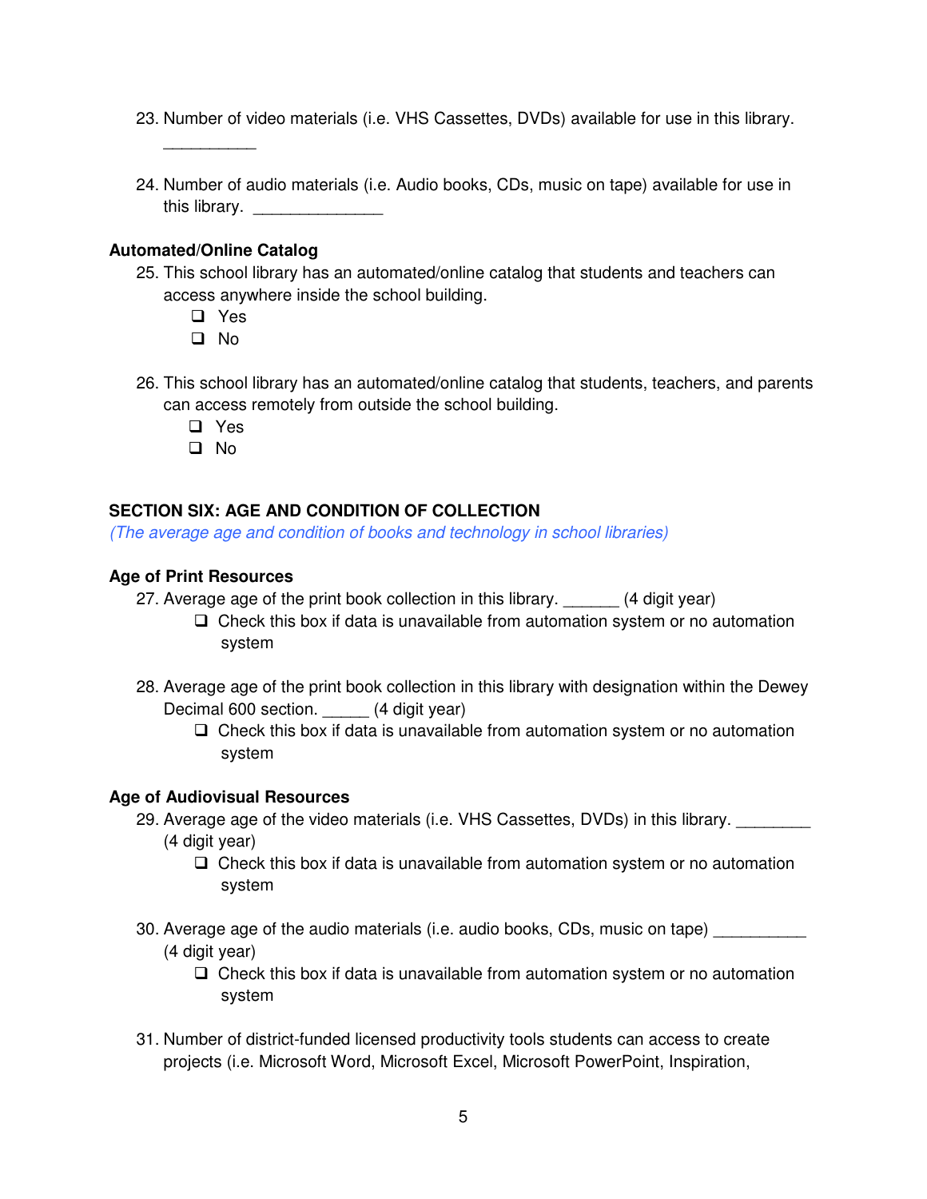23. Number of video materials (i.e. VHS Cassettes, DVDs) available for use in this library. __________

24. Number of audio materials (i.e. Audio books, CDs, music on tape) available for use in this library. ______________

**Automated/Online Catalog**

25. This school library has an automated/online catalog that students and teachers can access anywhere inside the school building.
    - ❑ Yes
    - ❑ No

26. This school library has an automated/online catalog that students, teachers, and parents can access remotely from outside the school building.
    - ❑ Yes
    - ❑ No

**SECTION SIX: AGE AND CONDITION OF COLLECTION**

*(The average age and condition of books and technology in school libraries)*

**Age of Print Resources**

27. Average age of the print book collection in this library. ______ (4 digit year)
    - ❑ Check this box if data is unavailable from automation system or no automation system

28. Average age of the print book collection in this library with designation within the Dewey Decimal 600 section. _____ (4 digit year)
    - ❑ Check this box if data is unavailable from automation system or no automation system

**Age of Audiovisual Resources**

29. Average age of the video materials (i.e. VHS Cassettes, DVDs) in this library. ________ (4 digit year)
    - ❑ Check this box if data is unavailable from automation system or no automation system

30. Average age of the audio materials (i.e. audio books, CDs, music on tape) __________ (4 digit year)
    - ❑ Check this box if data is unavailable from automation system or no automation system

31. Number of district-funded licensed productivity tools students can access to create projects (i.e. Microsoft Word, Microsoft Excel, Microsoft PowerPoint, Inspiration,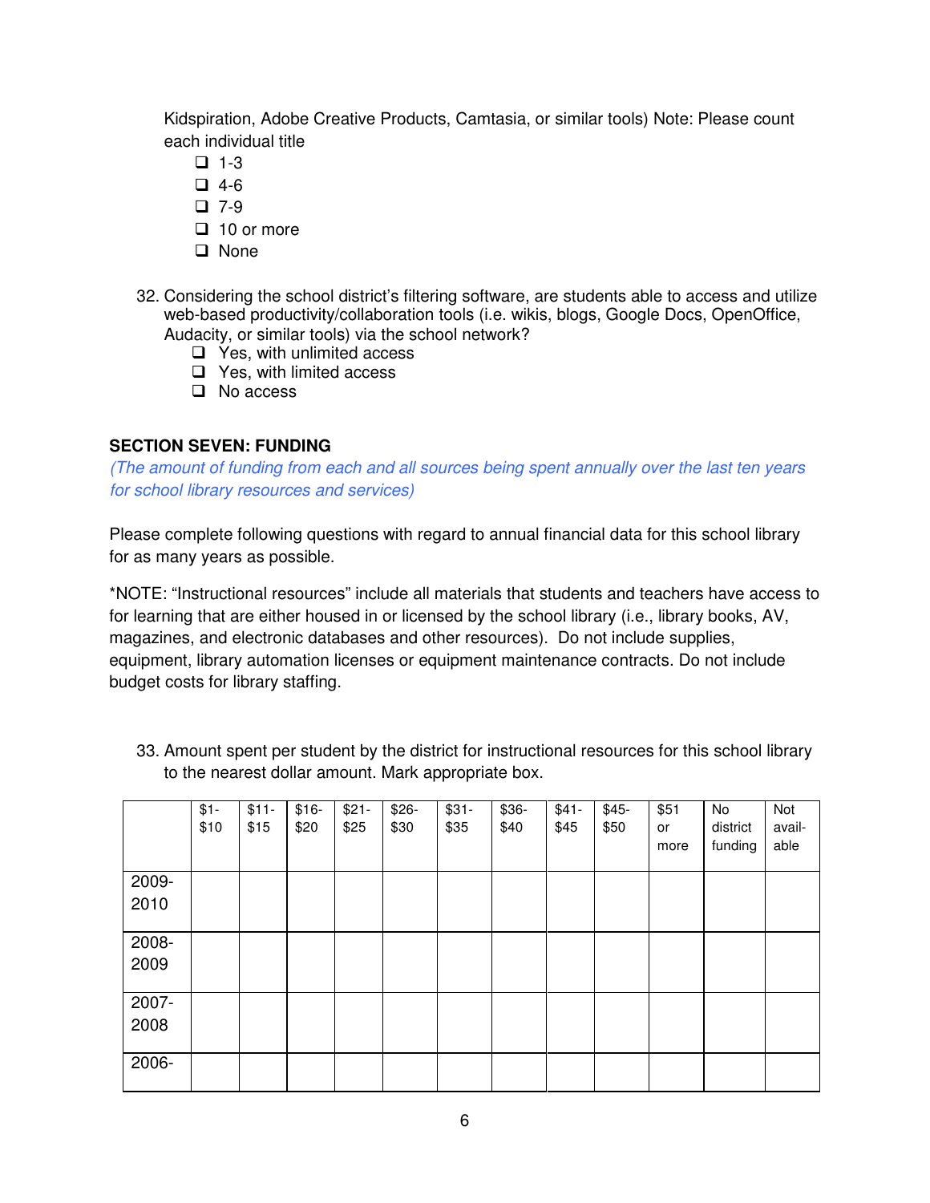Kidspiration, Adobe Creative Products, Camtasia, or similar tools) Note: Please count each individual title

- ☐ 1-3
- ☐ 4-6
- ☐ 7-9
- ☐ 10 or more
- ☐ None

32. Considering the school district's filtering software, are students able to access and utilize web-based productivity/collaboration tools (i.e. wikis, blogs, Google Docs, OpenOffice, Audacity, or similar tools) via the school network?
    - ☐ Yes, with unlimited access
    - ☐ Yes, with limited access
    - ☐ No access

**SECTION SEVEN: FUNDING**

*(The amount of funding from each and all sources being spent annually over the last ten years for school library resources and services)*

Please complete following questions with regard to annual financial data for this school library for as many years as possible.

*NOTE: "Instructional resources" include all materials that students and teachers have access to for learning that are either housed in or licensed by the school library (i.e., library books, AV, magazines, and electronic databases and other resources). Do not include supplies, equipment, library automation licenses or equipment maintenance contracts. Do not include budget costs for library staffing.

33. Amount spent per student by the district for instructional resources for this school library to the nearest dollar amount. Mark appropriate box.

| | $1-$10 | $11-$15 | $16-$20 | $21-$25 | $26-$30 | $31-$35 | $36-$40 | $41-$45 | $45-$50 | $51 or more | No district funding | Not avail-able |
|---|---|---|---|---|---|---|---|---|---|---|---|---|
| 2009-2010 | | | | | | | | | | | | |
| 2008-2009 | | | | | | | | | | | | |
| 2007-2008 | | | | | | | | | | | | |
| 2006- | | | | | | | | | | | | |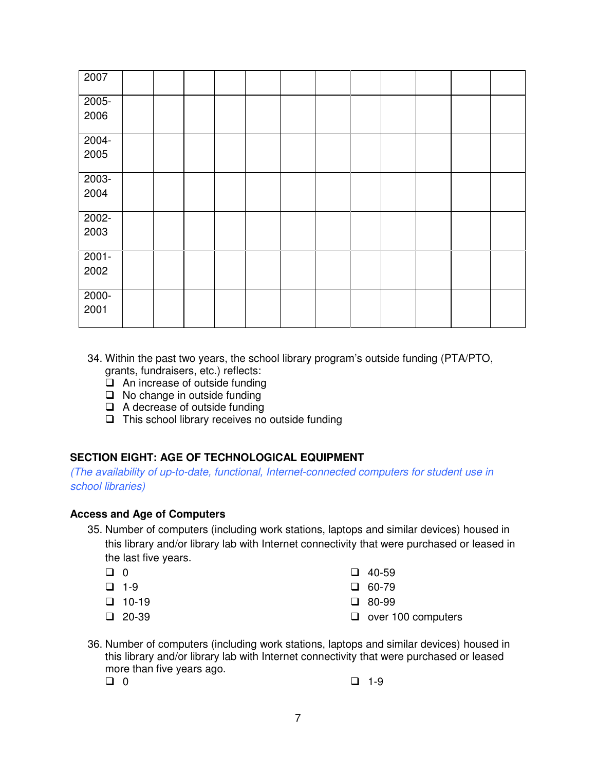| 2007 | | | | | | | | | | | | |
|---|---|---|---|---|---|---|---|---|---|---|---|---|
| 2005-2006 | | | | | | | | | | | | |
| 2004-2005 | | | | | | | | | | | | |
| 2003-2004 | | | | | | | | | | | | |
| 2002-2003 | | | | | | | | | | | | |
| 2001-2002 | | | | | | | | | | | | |
| 2000-2001 | | | | | | | | | | | | |

34. Within the past two years, the school library program's outside funding (PTA/PTO, grants, fundraisers, etc.) reflects:
    - ❑ An increase of outside funding
    - ❑ No change in outside funding
    - ❑ A decrease of outside funding
    - ❑ This school library receives no outside funding

### SECTION EIGHT: AGE OF TECHNOLOGICAL EQUIPMENT

*(The availability of up-to-date, functional, Internet-connected computers for student use in school libraries)*

**Access and Age of Computers**

35. Number of computers (including work stations, laptops and similar devices) housed in this library and/or library lab with Internet connectivity that were purchased or leased in the last five years.
    - ❑ 0
    - ❑ 1-9
    - ❑ 10-19
    - ❑ 20-39
    - ❑ 40-59
    - ❑ 60-79
    - ❑ 80-99
    - ❑ over 100 computers

36. Number of computers (including work stations, laptops and similar devices) housed in this library and/or library lab with Internet connectivity that were purchased or leased more than five years ago.
    - ❑ 0
    - ❑ 1-9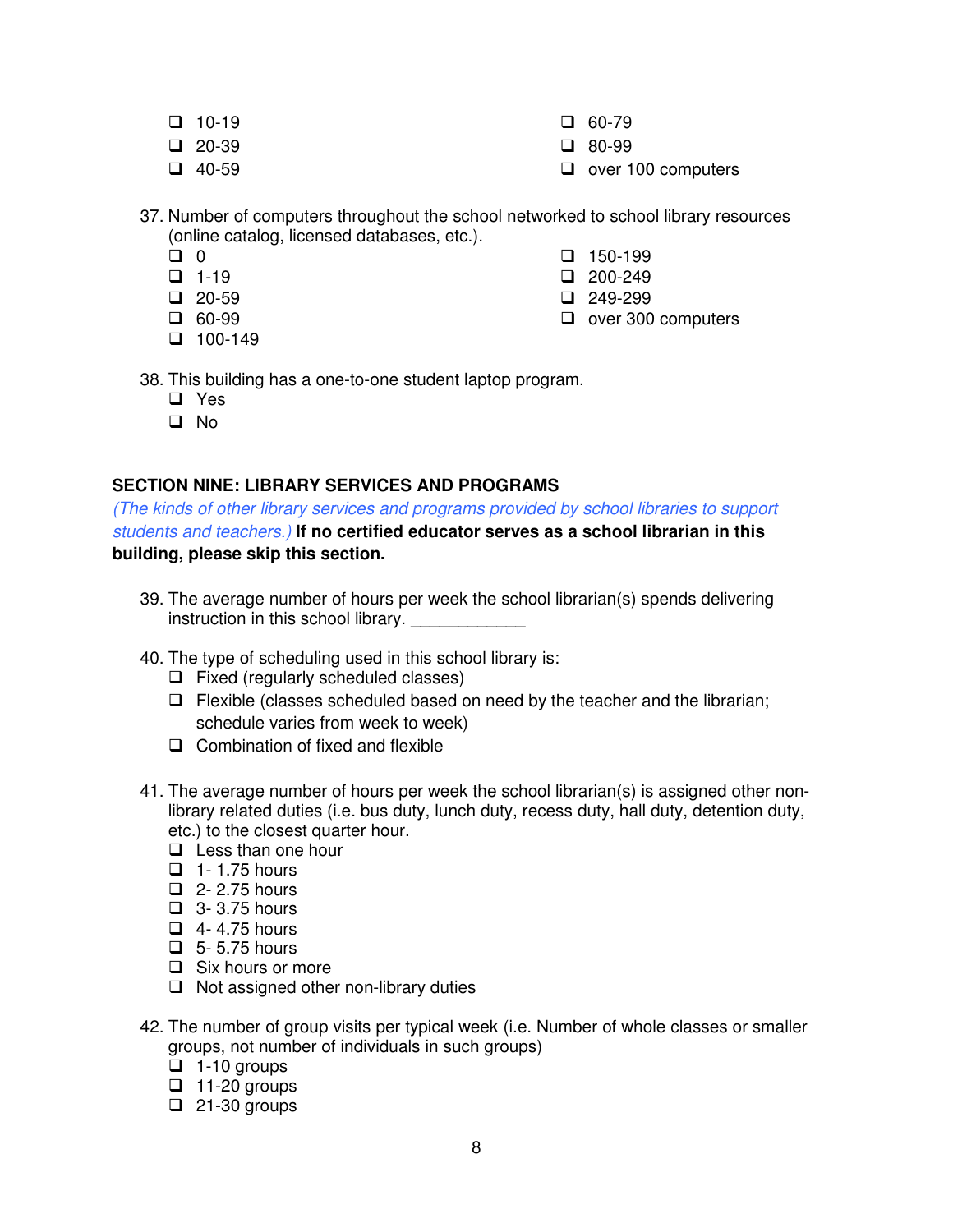- ❑ 10-19
- ❑ 20-39
- ❑ 40-59
- ❑ 60-79
- ❑ 80-99
- ❑ over 100 computers

37. Number of computers throughout the school networked to school library resources (online catalog, licensed databases, etc.).
    - ❑ 0
    - ❑ 1-19
    - ❑ 20-59
    - ❑ 60-99
    - ❑ 100-149
    - ❑ 150-199
    - ❑ 200-249
    - ❑ 249-299
    - ❑ over 300 computers

38. This building has a one-to-one student laptop program.
    - ❑ Yes
    - ❑ No

**SECTION NINE: LIBRARY SERVICES AND PROGRAMS**

*(The kinds of other library services and programs provided by school libraries to support students and teachers.)* **If no certified educator serves as a school librarian in this building, please skip this section.**

39. The average number of hours per week the school librarian(s) spends delivering instruction in this school library. ____________

40. The type of scheduling used in this school library is:
    - ❑ Fixed (regularly scheduled classes)
    - ❑ Flexible (classes scheduled based on need by the teacher and the librarian; schedule varies from week to week)
    - ❑ Combination of fixed and flexible

41. The average number of hours per week the school librarian(s) is assigned other non-library related duties (i.e. bus duty, lunch duty, recess duty, hall duty, detention duty, etc.) to the closest quarter hour.
    - ❑ Less than one hour
    - ❑ 1- 1.75 hours
    - ❑ 2- 2.75 hours
    - ❑ 3- 3.75 hours
    - ❑ 4- 4.75 hours
    - ❑ 5- 5.75 hours
    - ❑ Six hours or more
    - ❑ Not assigned other non-library duties

42. The number of group visits per typical week (i.e. Number of whole classes or smaller groups, not number of individuals in such groups)
    - ❑ 1-10 groups
    - ❑ 11-20 groups
    - ❑ 21-30 groups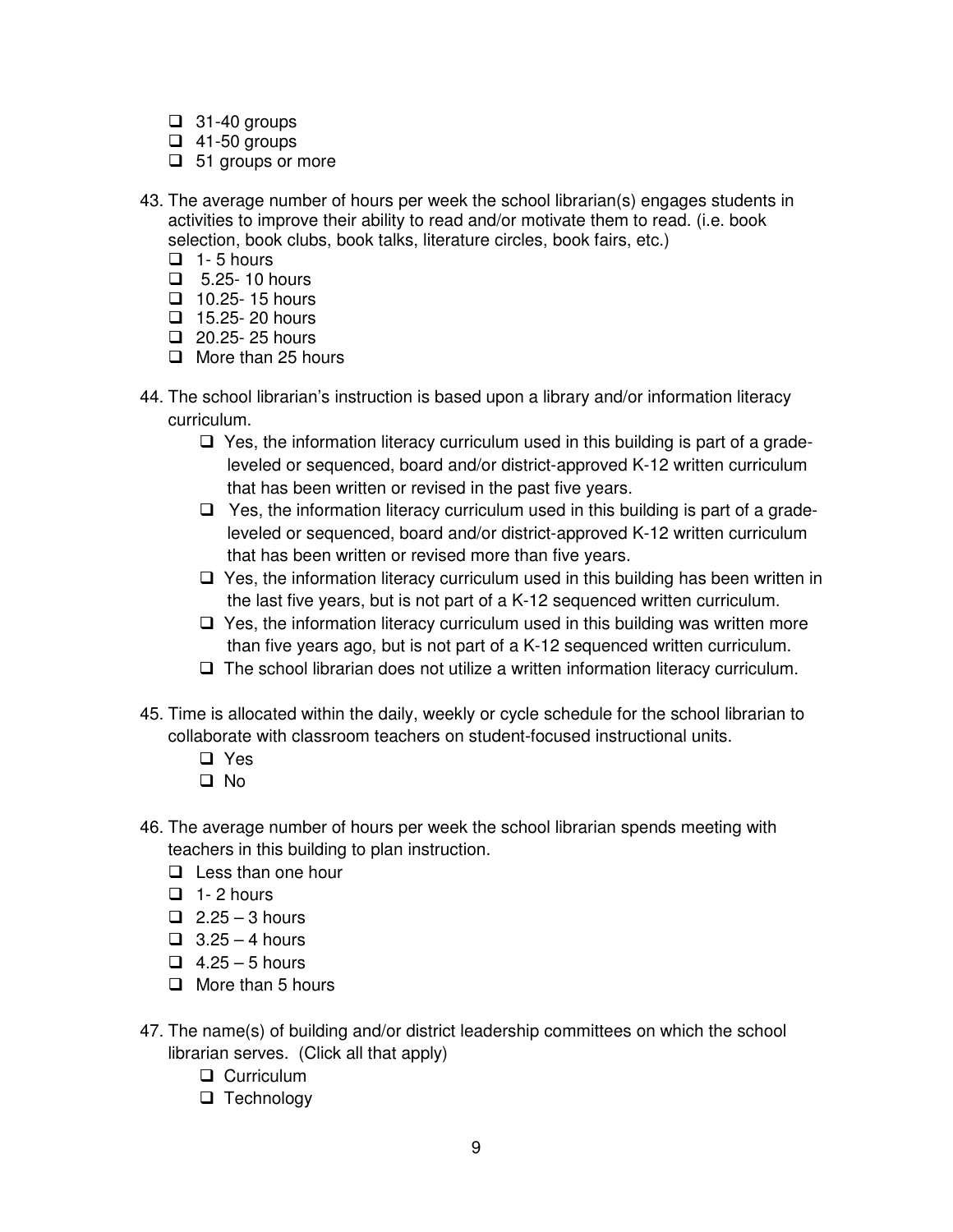- ❑ 31-40 groups
- ❑ 41-50 groups
- ❑ 51 groups or more

43. The average number of hours per week the school librarian(s) engages students in activities to improve their ability to read and/or motivate them to read. (i.e. book selection, book clubs, book talks, literature circles, book fairs, etc.)
    - ❑ 1- 5 hours
    - ❑ 5.25- 10 hours
    - ❑ 10.25- 15 hours
    - ❑ 15.25- 20 hours
    - ❑ 20.25- 25 hours
    - ❑ More than 25 hours

44. The school librarian's instruction is based upon a library and/or information literacy curriculum.
    - ❑ Yes, the information literacy curriculum used in this building is part of a grade-leveled or sequenced, board and/or district-approved K-12 written curriculum that has been written or revised in the past five years.
    - ❑ Yes, the information literacy curriculum used in this building is part of a grade-leveled or sequenced, board and/or district-approved K-12 written curriculum that has been written or revised more than five years.
    - ❑ Yes, the information literacy curriculum used in this building has been written in the last five years, but is not part of a K-12 sequenced written curriculum.
    - ❑ Yes, the information literacy curriculum used in this building was written more than five years ago, but is not part of a K-12 sequenced written curriculum.
    - ❑ The school librarian does not utilize a written information literacy curriculum.

45. Time is allocated within the daily, weekly or cycle schedule for the school librarian to collaborate with classroom teachers on student-focused instructional units.
    - ❑ Yes
    - ❑ No

46. The average number of hours per week the school librarian spends meeting with teachers in this building to plan instruction.
    - ❑ Less than one hour
    - ❑ 1- 2 hours
    - ❑ 2.25 – 3 hours
    - ❑ 3.25 – 4 hours
    - ❑ 4.25 – 5 hours
    - ❑ More than 5 hours

47. The name(s) of building and/or district leadership committees on which the school librarian serves. (Click all that apply)
    - ❑ Curriculum
    - ❑ Technology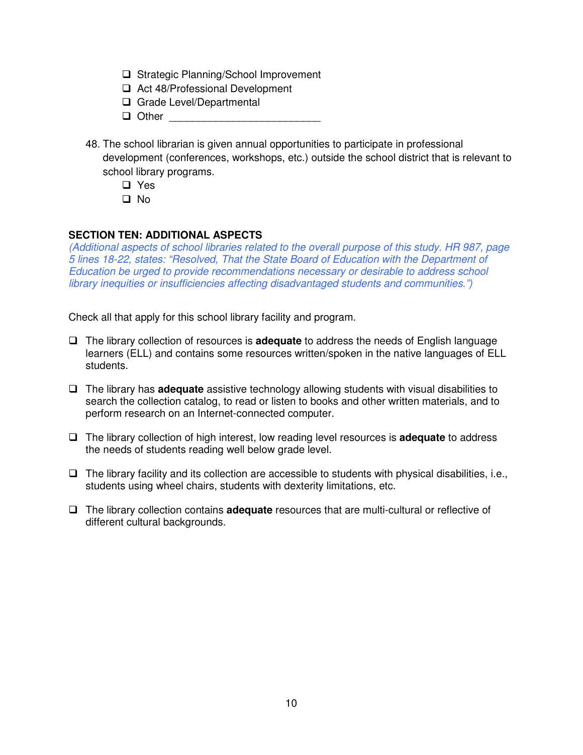- ❑ Strategic Planning/School Improvement
- ❑ Act 48/Professional Development
- ❑ Grade Level/Departmental
- ❑ Other _________________________

48. The school librarian is given annual opportunities to participate in professional development (conferences, workshops, etc.) outside the school district that is relevant to school library programs.
    - ❑ Yes
    - ❑ No

**SECTION TEN: ADDITIONAL ASPECTS**

*(Additional aspects of school libraries related to the overall purpose of this study. HR 987, page 5 lines 18-22, states: “Resolved, That the State Board of Education with the Department of Education be urged to provide recommendations necessary or desirable to address school library inequities or insufficiencies affecting disadvantaged students and communities.”)*

Check all that apply for this school library facility and program.

- ❑ The library collection of resources is **adequate** to address the needs of English language learners (ELL) and contains some resources written/spoken in the native languages of ELL students.

- ❑ The library has **adequate** assistive technology allowing students with visual disabilities to search the collection catalog, to read or listen to books and other written materials, and to perform research on an Internet-connected computer.

- ❑ The library collection of high interest, low reading level resources is **adequate** to address the needs of students reading well below grade level.

- ❑ The library facility and its collection are accessible to students with physical disabilities, i.e., students using wheel chairs, students with dexterity limitations, etc.

- ❑ The library collection contains **adequate** resources that are multi-cultural or reflective of different cultural backgrounds.